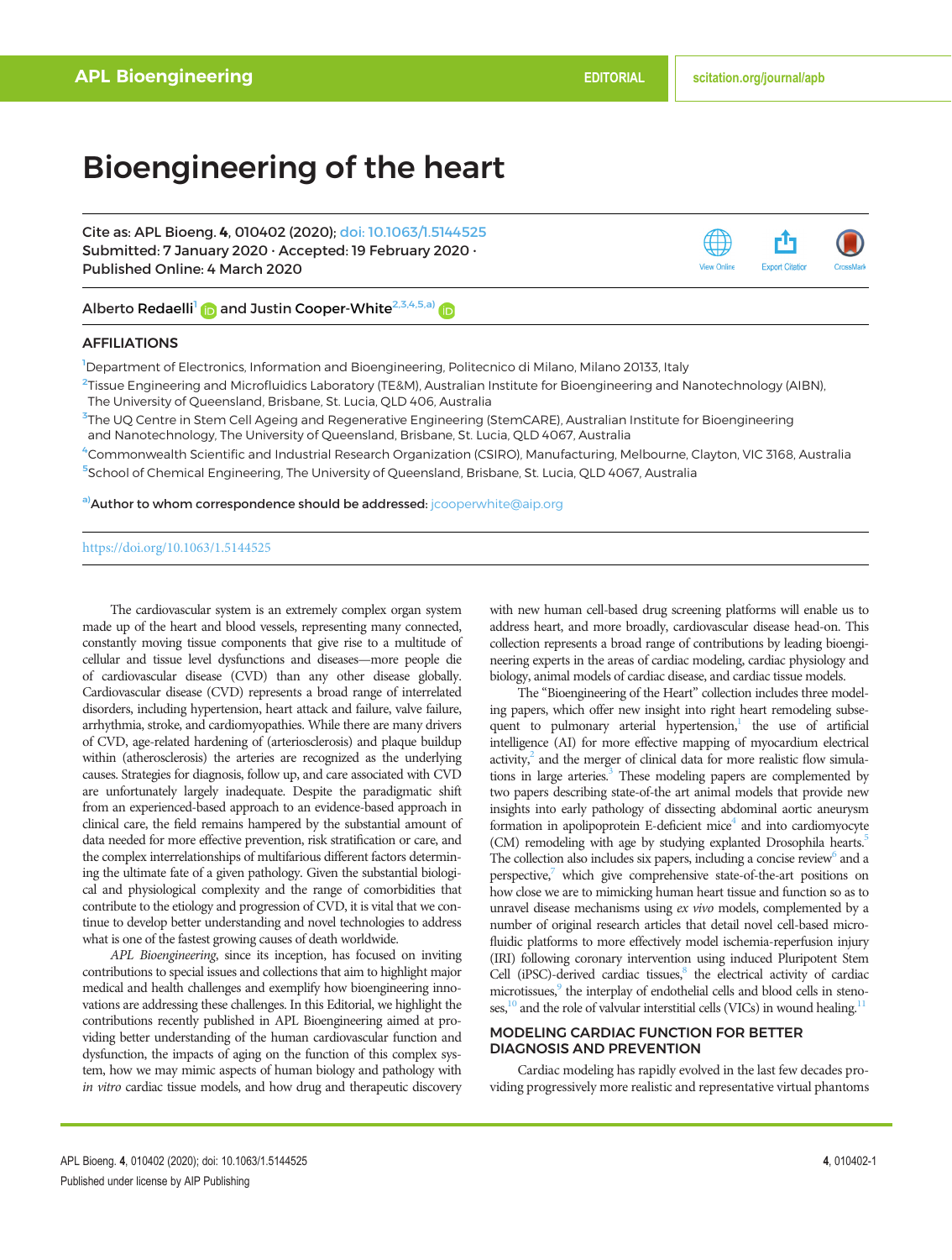# Bioengineering of the heart

Cite as: APL Bioeng. **4**, 010402 (2020); doi: 10.1063/1.5144525
Submitted: 7 January 2020 · Accepted: 19 February 2020 ·
Published Online: 4 March 2020

Alberto Redaelli[1] and Justin Cooper-White[2,3,4,5,a)]

## AFFILIATIONS

[1]Department of Electronics, Information and Bioengineering, Politecnico di Milano, Milano 20133, Italy
[2]Tissue Engineering and Microfluidics Laboratory (TE&M), Australian Institute for Bioengineering and Nanotechnology (AIBN), The University of Queensland, Brisbane, St. Lucia, QLD 406, Australia
[3]The UQ Centre in Stem Cell Ageing and Regenerative Engineering (StemCARE), Australian Institute for Bioengineering and Nanotechnology, The University of Queensland, Brisbane, St. Lucia, QLD 4067, Australia
[4]Commonwealth Scientific and Industrial Research Organization (CSIRO), Manufacturing, Melbourne, Clayton, VIC 3168, Australia
[5]School of Chemical Engineering, The University of Queensland, Brisbane, St. Lucia, QLD 4067, Australia

[a)]Author to whom correspondence should be addressed: jcooperwhite@aip.org

https://doi.org/10.1063/1.5144525

The cardiovascular system is an extremely complex organ system made up of the heart and blood vessels, representing many connected, constantly moving tissue components that give rise to a multitude of cellular and tissue level dysfunctions and diseases—more people die of cardiovascular disease (CVD) than any other disease globally. Cardiovascular disease (CVD) represents a broad range of interrelated disorders, including hypertension, heart attack and failure, valve failure, arrhythmia, stroke, and cardiomyopathies. While there are many drivers of CVD, age-related hardening of (arteriosclerosis) and plaque buildup within (atherosclerosis) the arteries are recognized as the underlying causes. Strategies for diagnosis, follow up, and care associated with CVD are unfortunately largely inadequate. Despite the paradigmatic shift from an experienced-based approach to an evidence-based approach in clinical care, the field remains hampered by the substantial amount of data needed for more effective prevention, risk stratification or care, and the complex interrelationships of multifarious different factors determining the ultimate fate of a given pathology. Given the substantial biological and physiological complexity and the range of comorbidities that contribute to the etiology and progression of CVD, it is vital that we continue to develop better understanding and novel technologies to address what is one of the fastest growing causes of death worldwide.

*APL Bioengineering*, since its inception, has focused on inviting contributions to special issues and collections that aim to highlight major medical and health challenges and exemplify how bioengineering innovations are addressing these challenges. In this Editorial, we highlight the contributions recently published in APL Bioengineering aimed at providing better understanding of the human cardiovascular function and dysfunction, the impacts of aging on the function of this complex system, how we may mimic aspects of human biology and pathology with *in vitro* cardiac tissue models, and how drug and therapeutic discovery with new human cell-based drug screening platforms will enable us to address heart, and more broadly, cardiovascular disease head-on. This collection represents a broad range of contributions by leading bioengineering experts in the areas of cardiac modeling, cardiac physiology and biology, animal models of cardiac disease, and cardiac tissue models.

The "Bioengineering of the Heart" collection includes three modeling papers, which offer new insight into right heart remodeling subsequent to pulmonary arterial hypertension,[1] the use of artificial intelligence (AI) for more effective mapping of myocardium electrical activity,[2] and the merger of clinical data for more realistic flow simulations in large arteries.[3] These modeling papers are complemented by two papers describing state-of-the art animal models that provide new insights into early pathology of dissecting abdominal aortic aneurysm formation in apolipoprotein E-deficient mice[4] and into cardiomyocyte (CM) remodeling with age by studying explanted Drosophila hearts.[5] The collection also includes six papers, including a concise review[6] and a perspective,[7] which give comprehensive state-of-the-art positions on how close we are to mimicking human heart tissue and function so as to unravel disease mechanisms using *ex vivo* models, complemented by a number of original research articles that detail novel cell-based microfluidic platforms to more effectively model ischemia-reperfusion injury (IRI) following coronary intervention using induced Pluripotent Stem Cell (iPSC)-derived cardiac tissues,[8] the electrical activity of cardiac microtissues,[9] the interplay of endothelial cells and blood cells in stenoses,[10] and the role of valvular interstitial cells (VICs) in wound healing.[11]

## MODELING CARDIAC FUNCTION FOR BETTER DIAGNOSIS AND PREVENTION

Cardiac modeling has rapidly evolved in the last few decades providing progressively more realistic and representative virtual phantoms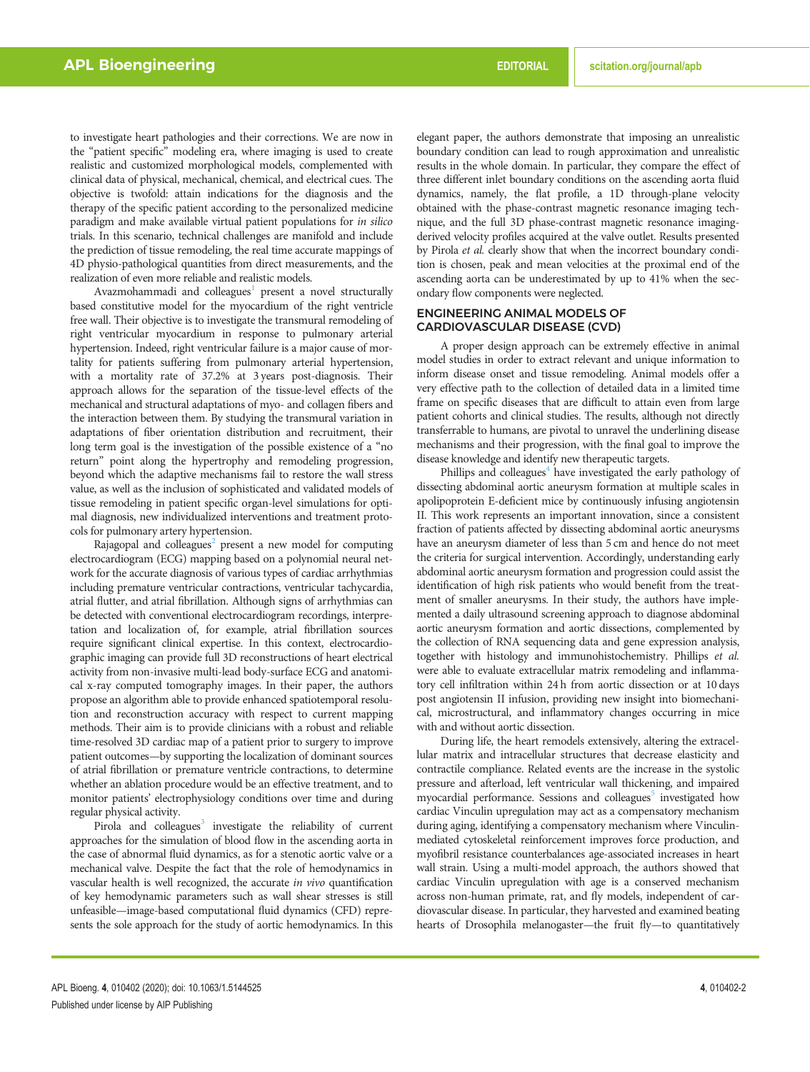to investigate heart pathologies and their corrections. We are now in the "patient specific" modeling era, where imaging is used to create realistic and customized morphological models, complemented with clinical data of physical, mechanical, chemical, and electrical cues. The objective is twofold: attain indications for the diagnosis and the therapy of the specific patient according to the personalized medicine paradigm and make available virtual patient populations for *in silico* trials. In this scenario, technical challenges are manifold and include the prediction of tissue remodeling, the real time accurate mappings of 4D physio-pathological quantities from direct measurements, and the realization of even more reliable and realistic models.

Avazmohammadi and colleagues[1] present a novel structurally based constitutive model for the myocardium of the right ventricle free wall. Their objective is to investigate the transmural remodeling of right ventricular myocardium in response to pulmonary arterial hypertension. Indeed, right ventricular failure is a major cause of mortality for patients suffering from pulmonary arterial hypertension, with a mortality rate of 37.2% at 3 years post-diagnosis. Their approach allows for the separation of the tissue-level effects of the mechanical and structural adaptations of myo- and collagen fibers and the interaction between them. By studying the transmural variation in adaptations of fiber orientation distribution and recruitment, their long term goal is the investigation of the possible existence of a "no return" point along the hypertrophy and remodeling progression, beyond which the adaptive mechanisms fail to restore the wall stress value, as well as the inclusion of sophisticated and validated models of tissue remodeling in patient specific organ-level simulations for optimal diagnosis, new individualized interventions and treatment protocols for pulmonary artery hypertension.

Rajagopal and colleagues[2] present a new model for computing electrocardiogram (ECG) mapping based on a polynomial neural network for the accurate diagnosis of various types of cardiac arrhythmias including premature ventricular contractions, ventricular tachycardia, atrial flutter, and atrial fibrillation. Although signs of arrhythmias can be detected with conventional electrocardiogram recordings, interpretation and localization of, for example, atrial fibrillation sources require significant clinical expertise. In this context, electrocardiographic imaging can provide full 3D reconstructions of heart electrical activity from non-invasive multi-lead body-surface ECG and anatomical x-ray computed tomography images. In their paper, the authors propose an algorithm able to provide enhanced spatiotemporal resolution and reconstruction accuracy with respect to current mapping methods. Their aim is to provide clinicians with a robust and reliable time-resolved 3D cardiac map of a patient prior to surgery to improve patient outcomes—by supporting the localization of dominant sources of atrial fibrillation or premature ventricle contractions, to determine whether an ablation procedure would be an effective treatment, and to monitor patients' electrophysiology conditions over time and during regular physical activity.

Pirola and colleagues[3] investigate the reliability of current approaches for the simulation of blood flow in the ascending aorta in the case of abnormal fluid dynamics, as for a stenotic aortic valve or a mechanical valve. Despite the fact that the role of hemodynamics in vascular health is well recognized, the accurate *in vivo* quantification of key hemodynamic parameters such as wall shear stresses is still unfeasible—image-based computational fluid dynamics (CFD) represents the sole approach for the study of aortic hemodynamics. In this elegant paper, the authors demonstrate that imposing an unrealistic boundary condition can lead to rough approximation and unrealistic results in the whole domain. In particular, they compare the effect of three different inlet boundary conditions on the ascending aorta fluid dynamics, namely, the flat profile, a 1D through-plane velocity obtained with the phase-contrast magnetic resonance imaging technique, and the full 3D phase-contrast magnetic resonance imaging-derived velocity profiles acquired at the valve outlet. Results presented by Pirola *et al.* clearly show that when the incorrect boundary condition is chosen, peak and mean velocities at the proximal end of the ascending aorta can be underestimated by up to 41% when the secondary flow components were neglected.

## ENGINEERING ANIMAL MODELS OF CARDIOVASCULAR DISEASE (CVD)

A proper design approach can be extremely effective in animal model studies in order to extract relevant and unique information to inform disease onset and tissue remodeling. Animal models offer a very effective path to the collection of detailed data in a limited time frame on specific diseases that are difficult to attain even from large patient cohorts and clinical studies. The results, although not directly transferrable to humans, are pivotal to unravel the underlining disease mechanisms and their progression, with the final goal to improve the disease knowledge and identify new therapeutic targets.

Phillips and colleagues[4] have investigated the early pathology of dissecting abdominal aortic aneurysm formation at multiple scales in apolipoprotein E-deficient mice by continuously infusing angiotensin II. This work represents an important innovation, since a consistent fraction of patients affected by dissecting abdominal aortic aneurysms have an aneurysm diameter of less than 5 cm and hence do not meet the criteria for surgical intervention. Accordingly, understanding early abdominal aortic aneurysm formation and progression could assist the identification of high risk patients who would benefit from the treatment of smaller aneurysms. In their study, the authors have implemented a daily ultrasound screening approach to diagnose abdominal aortic aneurysm formation and aortic dissections, complemented by the collection of RNA sequencing data and gene expression analysis, together with histology and immunohistochemistry. Phillips *et al.* were able to evaluate extracellular matrix remodeling and inflammatory cell infiltration within 24 h from aortic dissection or at 10 days post angiotensin II infusion, providing new insight into biomechanical, microstructural, and inflammatory changes occurring in mice with and without aortic dissection.

During life, the heart remodels extensively, altering the extracellular matrix and intracellular structures that decrease elasticity and contractile compliance. Related events are the increase in the systolic pressure and afterload, left ventricular wall thickening, and impaired myocardial performance. Sessions and colleagues[5] investigated how cardiac Vinculin upregulation may act as a compensatory mechanism during aging, identifying a compensatory mechanism where Vinculin-mediated cytoskeletal reinforcement improves force production, and myofibril resistance counterbalances age-associated increases in heart wall strain. Using a multi-model approach, the authors showed that cardiac Vinculin upregulation with age is a conserved mechanism across non-human primate, rat, and fly models, independent of cardiovascular disease. In particular, they harvested and examined beating hearts of Drosophila melanogaster—the fruit fly—to quantitatively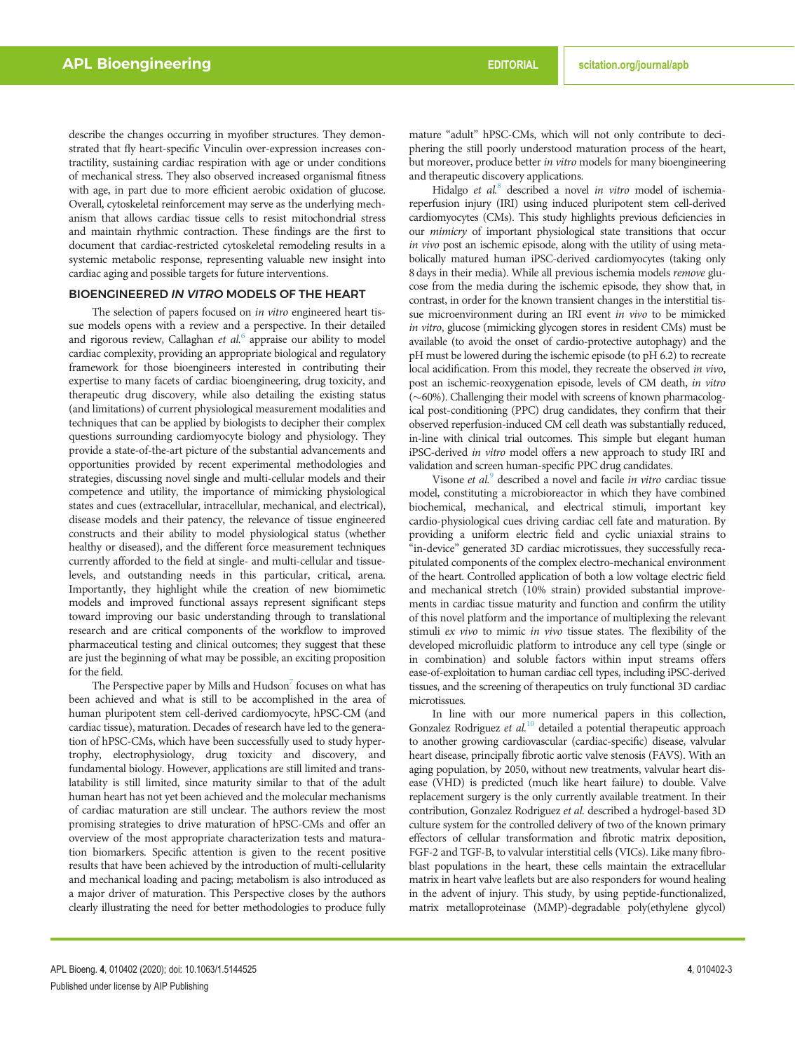describe the changes occurring in myofiber structures. They demonstrated that fly heart-specific Vinculin over-expression increases contractility, sustaining cardiac respiration with age or under conditions of mechanical stress. They also observed increased organismal fitness with age, in part due to more efficient aerobic oxidation of glucose. Overall, cytoskeletal reinforcement may serve as the underlying mechanism that allows cardiac tissue cells to resist mitochondrial stress and maintain rhythmic contraction. These findings are the first to document that cardiac-restricted cytoskeletal remodeling results in a systemic metabolic response, representing valuable new insight into cardiac aging and possible targets for future interventions.

## BIOENGINEERED *IN VITRO* MODELS OF THE HEART

The selection of papers focused on *in vitro* engineered heart tissue models opens with a review and a perspective. In their detailed and rigorous review, Callaghan *et al.*[6] appraise our ability to model cardiac complexity, providing an appropriate biological and regulatory framework for those bioengineers interested in contributing their expertise to many facets of cardiac bioengineering, drug toxicity, and therapeutic drug discovery, while also detailing the existing status (and limitations) of current physiological measurement modalities and techniques that can be applied by biologists to decipher their complex questions surrounding cardiomyocyte biology and physiology. They provide a state-of-the-art picture of the substantial advancements and opportunities provided by recent experimental methodologies and strategies, discussing novel single and multi-cellular models and their competence and utility, the importance of mimicking physiological states and cues (extracellular, intracellular, mechanical, and electrical), disease models and their patency, the relevance of tissue engineered constructs and their ability to model physiological status (whether healthy or diseased), and the different force measurement techniques currently afforded to the field at single- and multi-cellular and tissue-levels, and outstanding needs in this particular, critical, arena. Importantly, they highlight while the creation of new biomimetic models and improved functional assays represent significant steps toward improving our basic understanding through to translational research and are critical components of the workflow to improved pharmaceutical testing and clinical outcomes; they suggest that these are just the beginning of what may be possible, an exciting proposition for the field.

The Perspective paper by Mills and Hudson[7] focuses on what has been achieved and what is still to be accomplished in the area of human pluripotent stem cell-derived cardiomyocyte, hPSC-CM (and cardiac tissue), maturation. Decades of research have led to the generation of hPSC-CMs, which have been successfully used to study hypertrophy, electrophysiology, drug toxicity and discovery, and fundamental biology. However, applications are still limited and translatability is still limited, since maturity similar to that of the adult human heart has not yet been achieved and the molecular mechanisms of cardiac maturation are still unclear. The authors review the most promising strategies to drive maturation of hPSC-CMs and offer an overview of the most appropriate characterization tests and maturation biomarkers. Specific attention is given to the recent positive results that have been achieved by the introduction of multi-cellularity and mechanical loading and pacing; metabolism is also introduced as a major driver of maturation. This Perspective closes by the authors clearly illustrating the need for better methodologies to produce fully mature "adult" hPSC-CMs, which will not only contribute to deciphering the still poorly understood maturation process of the heart, but moreover, produce better *in vitro* models for many bioengineering and therapeutic discovery applications.

Hidalgo *et al.*[8] described a novel *in vitro* model of ischemia-reperfusion injury (IRI) using induced pluripotent stem cell-derived cardiomyocytes (CMs). This study highlights previous deficiencies in our *mimicry* of important physiological state transitions that occur *in vivo* post an ischemic episode, along with the utility of using metabolically matured human iPSC-derived cardiomyocytes (taking only 8 days in their media). While all previous ischemia models *remove* glucose from the media during the ischemic episode, they show that, in contrast, in order for the known transient changes in the interstitial tissue microenvironment during an IRI event *in vivo* to be mimicked *in vitro*, glucose (mimicking glycogen stores in resident CMs) must be available (to avoid the onset of cardio-protective autophagy) and the pH must be lowered during the ischemic episode (to pH 6.2) to recreate local acidification. From this model, they recreate the observed *in vivo*, post an ischemic-reoxygenation episode, levels of CM death, *in vitro* (~60%). Challenging their model with screens of known pharmacological post-conditioning (PPC) drug candidates, they confirm that their observed reperfusion-induced CM cell death was substantially reduced, in-line with clinical trial outcomes. This simple but elegant human iPSC-derived *in vitro* model offers a new approach to study IRI and validation and screen human-specific PPC drug candidates.

Visone *et al.*[9] described a novel and facile *in vitro* cardiac tissue model, constituting a microbioreactor in which they have combined biochemical, mechanical, and electrical stimuli, important key cardio-physiological cues driving cardiac cell fate and maturation. By providing a uniform electric field and cyclic uniaxial strains to "in-device" generated 3D cardiac microtissues, they successfully recapitulated components of the complex electro-mechanical environment of the heart. Controlled application of both a low voltage electric field and mechanical stretch (10% strain) provided substantial improvements in cardiac tissue maturity and function and confirm the utility of this novel platform and the importance of multiplexing the relevant stimuli *ex vivo* to mimic *in vivo* tissue states. The flexibility of the developed microfluidic platform to introduce any cell type (single or in combination) and soluble factors within input streams offers ease-of-exploitation to human cardiac cell types, including iPSC-derived tissues, and the screening of therapeutics on truly functional 3D cardiac microtissues.

In line with our more numerical papers in this collection, Gonzalez Rodriguez *et al.*[10] detailed a potential therapeutic approach to another growing cardiovascular (cardiac-specific) disease, valvular heart disease, principally fibrotic aortic valve stenosis (FAVS). With an aging population, by 2050, without new treatments, valvular heart disease (VHD) is predicted (much like heart failure) to double. Valve replacement surgery is the only currently available treatment. In their contribution, Gonzalez Rodriguez *et al.* described a hydrogel-based 3D culture system for the controlled delivery of two of the known primary effectors of cellular transformation and fibrotic matrix deposition, FGF-2 and TGF-B, to valvular interstitial cells (VICs). Like many fibroblast populations in the heart, these cells maintain the extracellular matrix in heart valve leaflets but are also responders for wound healing in the advent of injury. This study, by using peptide-functionalized, matrix metalloproteinase (MMP)-degradable poly(ethylene glycol)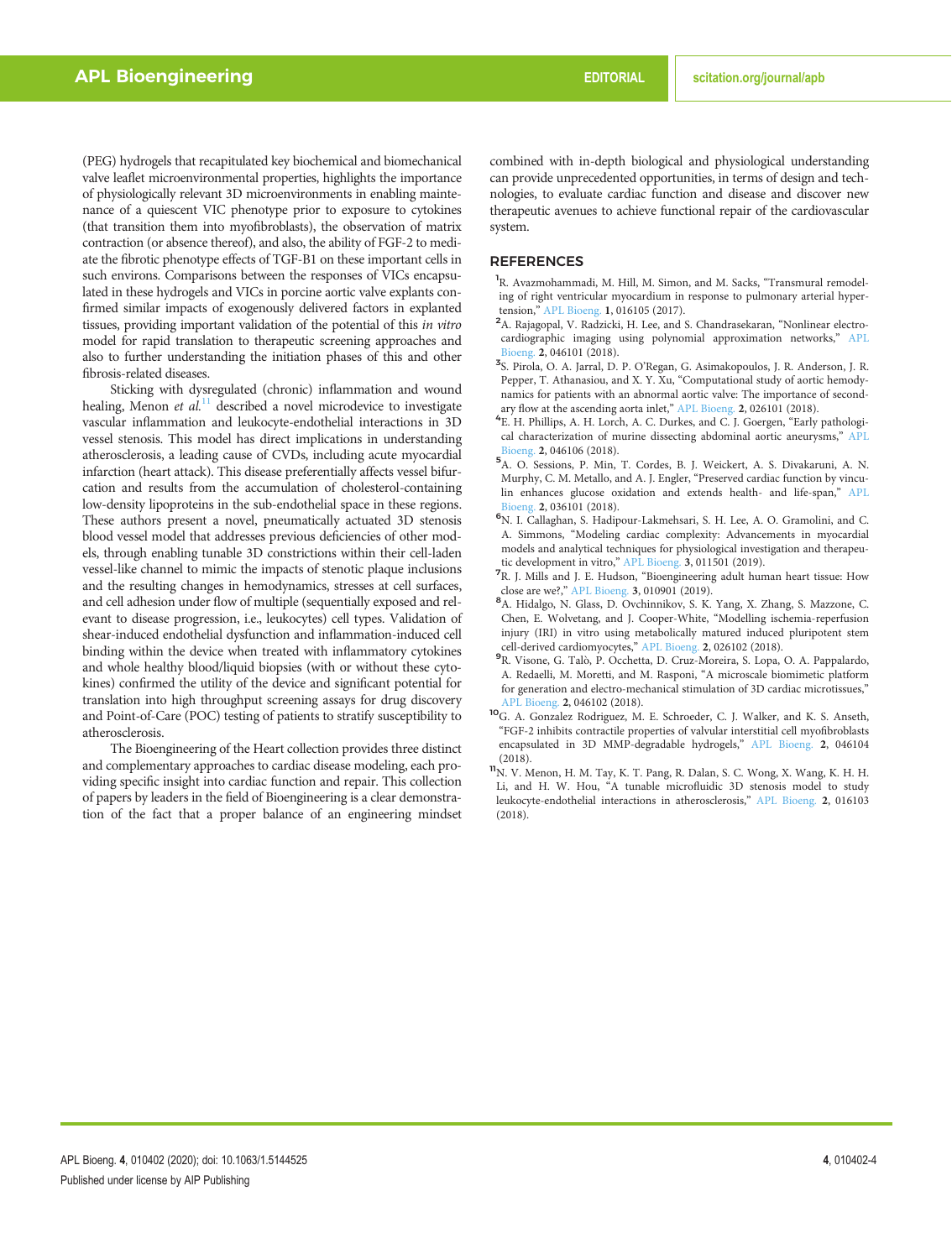(PEG) hydrogels that recapitulated key biochemical and biomechanical valve leaflet microenvironmental properties, highlights the importance of physiologically relevant 3D microenvironments in enabling maintenance of a quiescent VIC phenotype prior to exposure to cytokines (that transition them into myofibroblasts), the observation of matrix contraction (or absence thereof), and also, the ability of FGF-2 to mediate the fibrotic phenotype effects of TGF-B1 on these important cells in such environs. Comparisons between the responses of VICs encapsulated in these hydrogels and VICs in porcine aortic valve explants confirmed similar impacts of exogenously delivered factors in explanted tissues, providing important validation of the potential of this *in vitro* model for rapid translation to therapeutic screening approaches and also to further understanding the initiation phases of this and other fibrosis-related diseases.

Sticking with dysregulated (chronic) inflammation and wound healing, Menon *et al.*[11] described a novel microdevice to investigate vascular inflammation and leukocyte-endothelial interactions in 3D vessel stenosis. This model has direct implications in understanding atherosclerosis, a leading cause of CVDs, including acute myocardial infarction (heart attack). This disease preferentially affects vessel bifurcation and results from the accumulation of cholesterol-containing low-density lipoproteins in the sub-endothelial space in these regions. These authors present a novel, pneumatically actuated 3D stenosis blood vessel model that addresses previous deficiencies of other models, through enabling tunable 3D constrictions within their cell-laden vessel-like channel to mimic the impacts of stenotic plaque inclusions and the resulting changes in hemodynamics, stresses at cell surfaces, and cell adhesion under flow of multiple (sequentially exposed and relevant to disease progression, i.e., leukocytes) cell types. Validation of shear-induced endothelial dysfunction and inflammation-induced cell binding within the device when treated with inflammatory cytokines and whole healthy blood/liquid biopsies (with or without these cytokines) confirmed the utility of the device and significant potential for translation into high throughput screening assays for drug discovery and Point-of-Care (POC) testing of patients to stratify susceptibility to atherosclerosis.

The Bioengineering of the Heart collection provides three distinct and complementary approaches to cardiac disease modeling, each providing specific insight into cardiac function and repair. This collection of papers by leaders in the field of Bioengineering is a clear demonstration of the fact that a proper balance of an engineering mindset combined with in-depth biological and physiological understanding can provide unprecedented opportunities, in terms of design and technologies, to evaluate cardiac function and disease and discover new therapeutic avenues to achieve functional repair of the cardiovascular system.

## REFERENCES

[1] R. Avazmohammadi, M. Hill, M. Simon, and M. Sacks, "Transmural remodeling of right ventricular myocardium in response to pulmonary arterial hypertension," APL Bioeng. **1**, 016105 (2017).

[2] A. Rajagopal, V. Radzicki, H. Lee, and S. Chandrasekaran, "Nonlinear electrocardiographic imaging using polynomial approximation networks," APL Bioeng. **2**, 046101 (2018).

[3] S. Pirola, O. A. Jarral, D. P. O'Regan, G. Asimakopoulos, J. R. Anderson, J. R. Pepper, T. Athanasiou, and X. Y. Xu, "Computational study of aortic hemodynamics for patients with an abnormal aortic valve: The importance of secondary flow at the ascending aorta inlet," APL Bioeng. **2**, 026101 (2018).

[4] E. H. Phillips, A. H. Lorch, A. C. Durkes, and C. J. Goergen, "Early pathological characterization of murine dissecting abdominal aortic aneurysms," APL Bioeng. **2**, 046106 (2018).

[5] A. O. Sessions, P. Min, T. Cordes, B. J. Weickert, A. S. Divakaruni, A. N. Murphy, C. M. Metallo, and A. J. Engler, "Preserved cardiac function by vinculin enhances glucose oxidation and extends health- and life-span," APL Bioeng. **2**, 036101 (2018).

[6] N. I. Callaghan, S. Hadipour-Lakmehsari, S. H. Lee, A. O. Gramolini, and C. A. Simmons, "Modeling cardiac complexity: Advancements in myocardial models and analytical techniques for physiological investigation and therapeutic development in vitro," APL Bioeng. **3**, 011501 (2019).

[7] R. J. Mills and J. E. Hudson, "Bioengineering adult human heart tissue: How close are we?," APL Bioeng. **3**, 010901 (2019).

[8] A. Hidalgo, N. Glass, D. Ovchinnikov, S. K. Yang, X. Zhang, S. Mazzone, C. Chen, E. Wolvetang, and J. Cooper-White, "Modelling ischemia-reperfusion injury (IRI) in vitro using metabolically matured induced pluripotent stem cell-derived cardiomyocytes," APL Bioeng. **2**, 026102 (2018).

[9] R. Visone, G. Talò, P. Occhetta, D. Cruz-Moreira, S. Lopa, O. A. Pappalardo, A. Redaelli, M. Moretti, and M. Rasponi, "A microscale biomimetic platform for generation and electro-mechanical stimulation of 3D cardiac microtissues," APL Bioeng. **2**, 046102 (2018).

[10] G. A. Gonzalez Rodriguez, M. E. Schroeder, C. J. Walker, and K. S. Anseth, "FGF-2 inhibits contractile properties of valvular interstitial cell myofibroblasts encapsulated in 3D MMP-degradable hydrogels," APL Bioeng. **2**, 046104 (2018).

[11] N. V. Menon, H. M. Tay, K. T. Pang, R. Dalan, S. C. Wong, X. Wang, K. H. H. Li, and H. W. Hou, "A tunable microfluidic 3D stenosis model to study leukocyte-endothelial interactions in atherosclerosis," APL Bioeng. **2**, 016103 (2018).